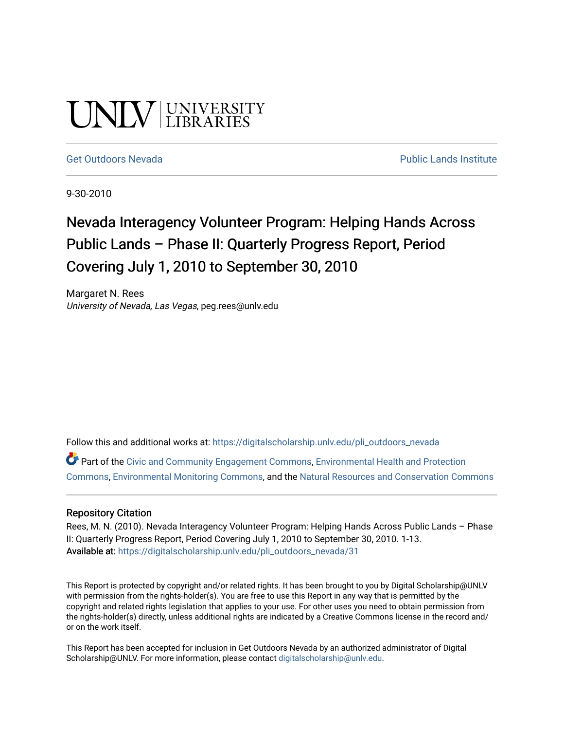UNLV | UNIVERSITY LIBRARIES

Get Outdoors Nevada | Public Lands Institute

9-30-2010

# Nevada Interagency Volunteer Program: Helping Hands Across Public Lands – Phase II: Quarterly Progress Report, Period Covering July 1, 2010 to September 30, 2010

Margaret N. Rees
*University of Nevada, Las Vegas*, peg.rees@unlv.edu

Follow this and additional works at: https://digitalscholarship.unlv.edu/pli_outdoors_nevada

Part of the Civic and Community Engagement Commons, Environmental Health and Protection Commons, Environmental Monitoring Commons, and the Natural Resources and Conservation Commons

## Repository Citation

Rees, M. N. (2010). Nevada Interagency Volunteer Program: Helping Hands Across Public Lands – Phase II: Quarterly Progress Report, Period Covering July 1, 2010 to September 30, 2010. 1-13.
**Available at:** https://digitalscholarship.unlv.edu/pli_outdoors_nevada/31

This Report is protected by copyright and/or related rights. It has been brought to you by Digital Scholarship@UNLV with permission from the rights-holder(s). You are free to use this Report in any way that is permitted by the copyright and related rights legislation that applies to your use. For other uses you need to obtain permission from the rights-holder(s) directly, unless additional rights are indicated by a Creative Commons license in the record and/or on the work itself.

This Report has been accepted for inclusion in Get Outdoors Nevada by an authorized administrator of Digital Scholarship@UNLV. For more information, please contact digitalscholarship@unlv.edu.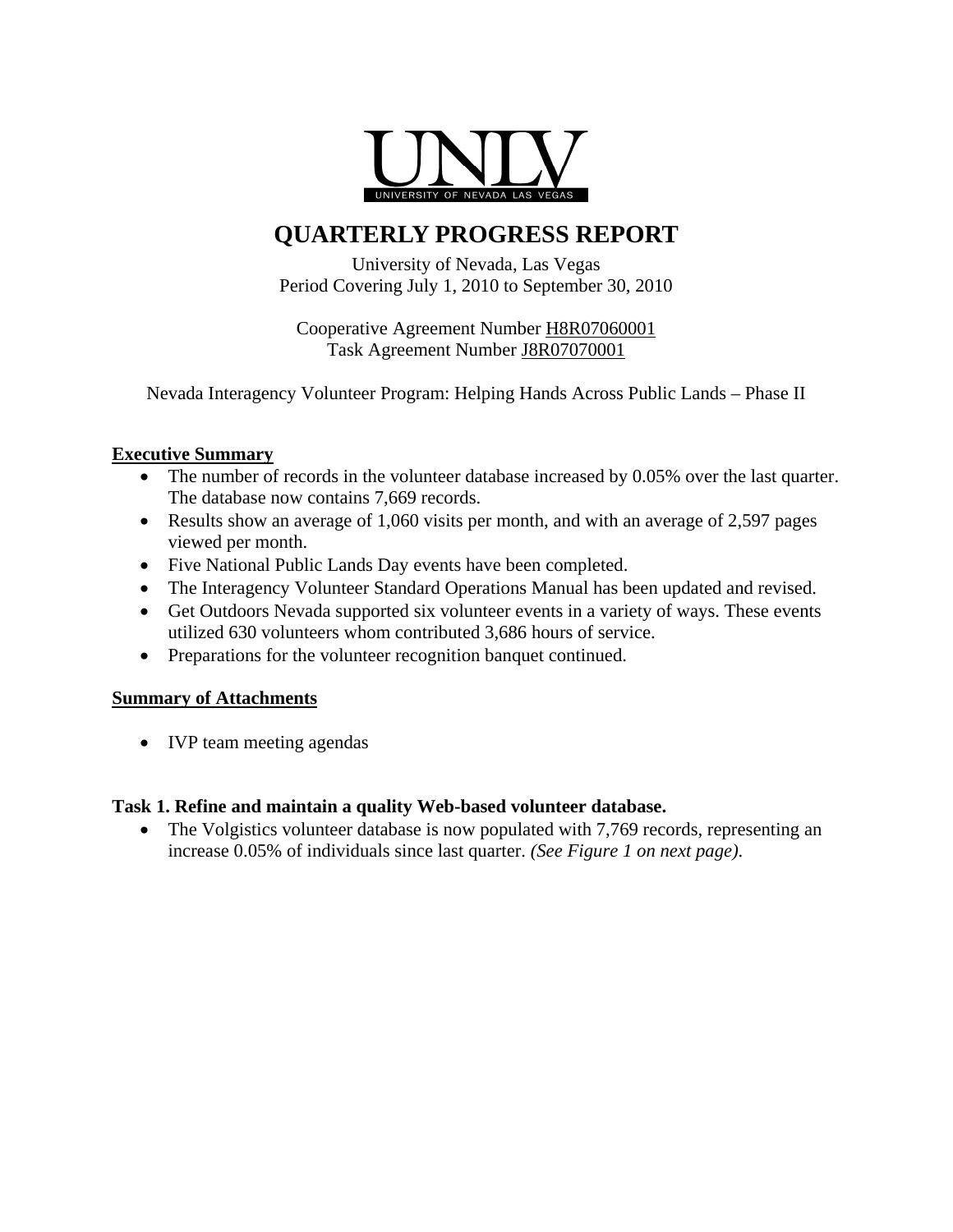UNLV

UNIVERSITY OF NEVADA LAS VEGAS

# QUARTERLY PROGRESS REPORT

University of Nevada, Las Vegas
Period Covering July 1, 2010 to September 30, 2010

Cooperative Agreement Number H8R07060001
Task Agreement Number J8R07070001

Nevada Interagency Volunteer Program: Helping Hands Across Public Lands – Phase II

## Executive Summary

- The number of records in the volunteer database increased by 0.05% over the last quarter. The database now contains 7,669 records.
- Results show an average of 1,060 visits per month, and with an average of 2,597 pages viewed per month.
- Five National Public Lands Day events have been completed.
- The Interagency Volunteer Standard Operations Manual has been updated and revised.
- Get Outdoors Nevada supported six volunteer events in a variety of ways. These events utilized 630 volunteers whom contributed 3,686 hours of service.
- Preparations for the volunteer recognition banquet continued.

## Summary of Attachments

- IVP team meeting agendas

### Task 1. Refine and maintain a quality Web-based volunteer database.

- The Volgistics volunteer database is now populated with 7,769 records, representing an increase 0.05% of individuals since last quarter. *(See Figure 1 on next page).*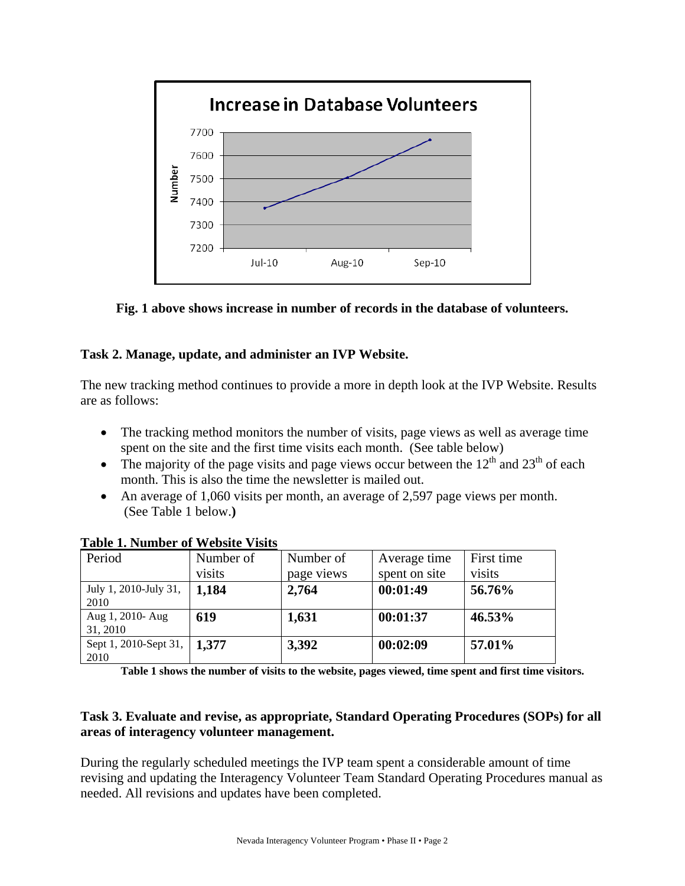**Fig. 1 above shows increase in number of records in the database of volunteers.**

**Task 2. Manage, update, and administer an IVP Website.**

The new tracking method continues to provide a more in depth look at the IVP Website. Results are as follows:

- The tracking method monitors the number of visits, page views as well as average time spent on the site and the first time visits each month. (See table below)
- The majority of the page visits and page views occur between the 12th and 23th of each month. This is also the time the newsletter is mailed out.
- An average of 1,060 visits per month, an average of 2,597 page views per month. (See Table 1 below.**)**

**Table 1. Number of Website Visits**

| Period | Number of visits | Number of page views | Average time spent on site | First time visits |
|---|---|---|---|---|
| July 1, 2010-July 31, 2010 | **1,184** | **2,764** | **00:01:49** | **56.76%** |
| Aug 1, 2010- Aug 31, 2010 | **619** | **1,631** | **00:01:37** | **46.53%** |
| Sept 1, 2010-Sept 31, 2010 | **1,377** | **3,392** | **00:02:09** | **57.01%** |

**Table 1 shows the number of visits to the website, pages viewed, time spent and first time visitors.**

**Task 3. Evaluate and revise, as appropriate, Standard Operating Procedures (SOPs) for all areas of interagency volunteer management.**

During the regularly scheduled meetings the IVP team spent a considerable amount of time revising and updating the Interagency Volunteer Team Standard Operating Procedures manual as needed. All revisions and updates have been completed.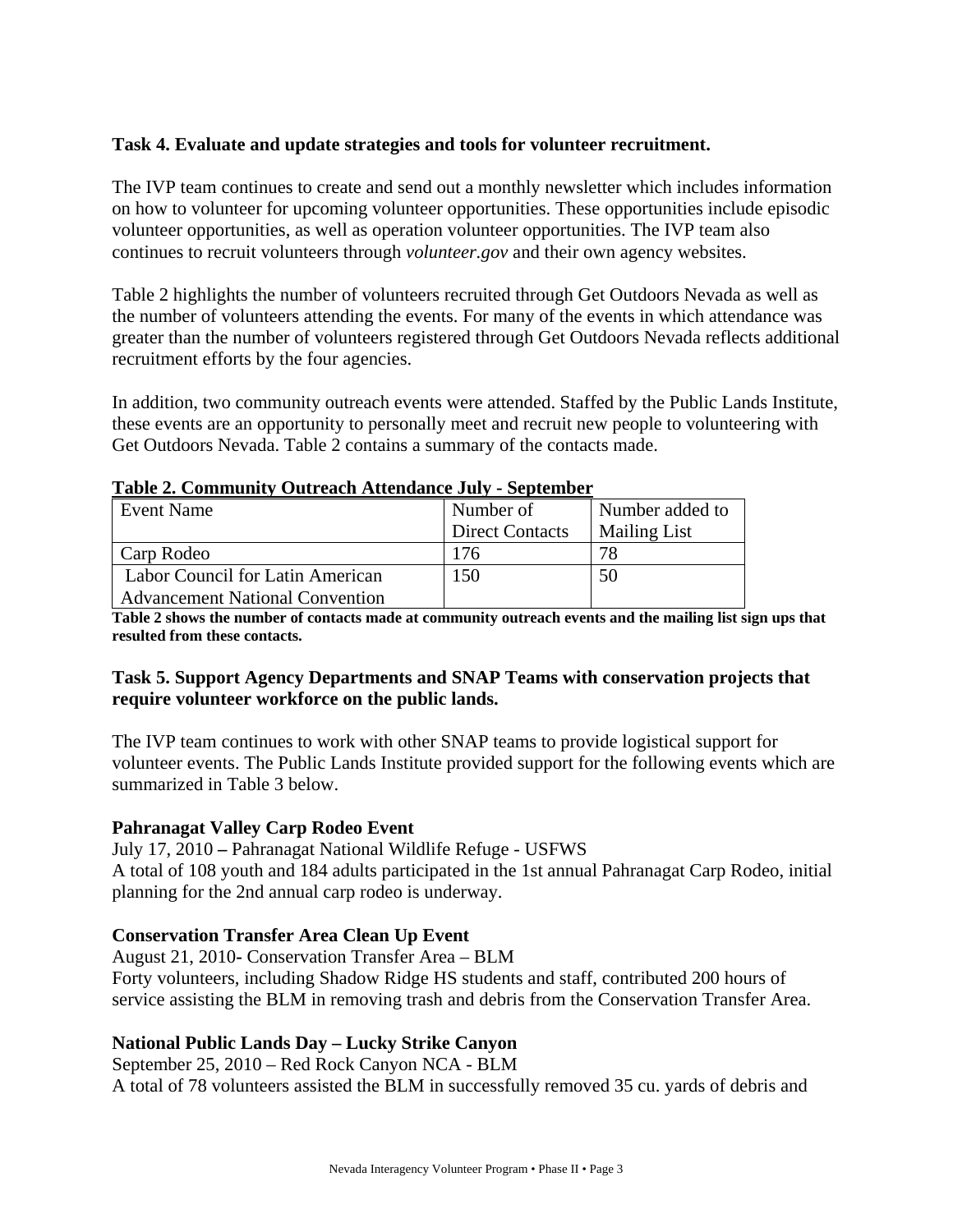**Task 4. Evaluate and update strategies and tools for volunteer recruitment.**

The IVP team continues to create and send out a monthly newsletter which includes information on how to volunteer for upcoming volunteer opportunities. These opportunities include episodic volunteer opportunities, as well as operation volunteer opportunities. The IVP team also continues to recruit volunteers through *volunteer.gov* and their own agency websites.

Table 2 highlights the number of volunteers recruited through Get Outdoors Nevada as well as the number of volunteers attending the events. For many of the events in which attendance was greater than the number of volunteers registered through Get Outdoors Nevada reflects additional recruitment efforts by the four agencies.

In addition, two community outreach events were attended. Staffed by the Public Lands Institute, these events are an opportunity to personally meet and recruit new people to volunteering with Get Outdoors Nevada. Table 2 contains a summary of the contacts made.

**Table 2. Community Outreach Attendance July - September**

| Event Name | Number of Direct Contacts | Number added to Mailing List |
|---|---|---|
| Carp Rodeo | 176 | 78 |
| Labor Council for Latin American Advancement National Convention | 150 | 50 |

**Table 2 shows the number of contacts made at community outreach events and the mailing list sign ups that resulted from these contacts.**

**Task 5. Support Agency Departments and SNAP Teams with conservation projects that require volunteer workforce on the public lands.**

The IVP team continues to work with other SNAP teams to provide logistical support for volunteer events. The Public Lands Institute provided support for the following events which are summarized in Table 3 below.

**Pahranagat Valley Carp Rodeo Event**

July 17, 2010 – Pahranagat National Wildlife Refuge - USFWS
A total of 108 youth and 184 adults participated in the 1st annual Pahranagat Carp Rodeo, initial planning for the 2nd annual carp rodeo is underway.

**Conservation Transfer Area Clean Up Event**

August 21, 2010- Conservation Transfer Area – BLM
Forty volunteers, including Shadow Ridge HS students and staff, contributed 200 hours of service assisting the BLM in removing trash and debris from the Conservation Transfer Area.

**National Public Lands Day – Lucky Strike Canyon**

September 25, 2010 – Red Rock Canyon NCA - BLM
A total of 78 volunteers assisted the BLM in successfully removed 35 cu. yards of debris and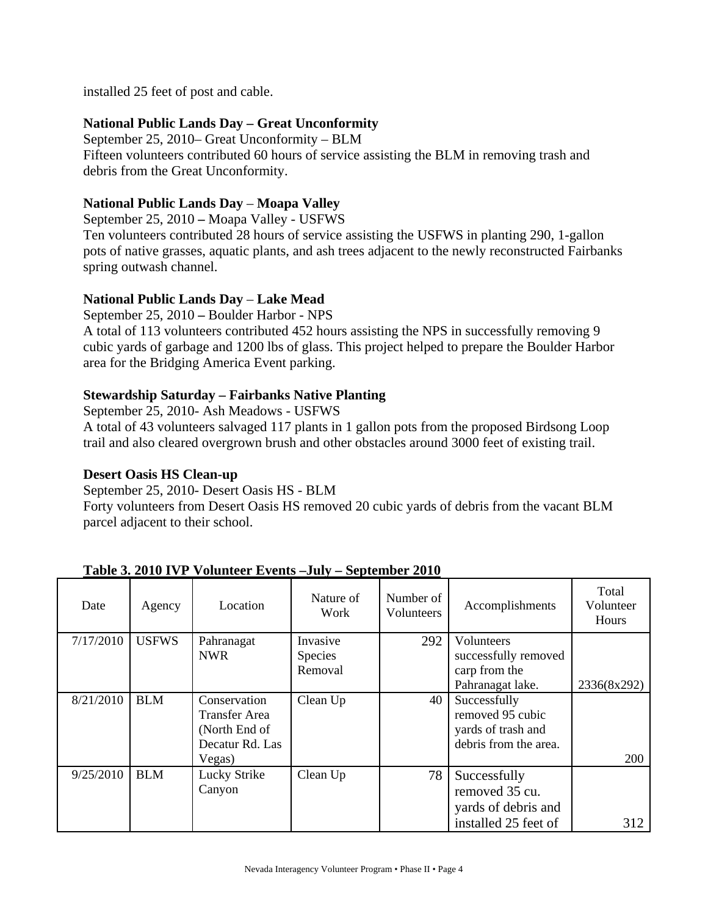installed 25 feet of post and cable.

**National Public Lands Day – Great Unconformity**

September 25, 2010– Great Unconformity – BLM

Fifteen volunteers contributed 60 hours of service assisting the BLM in removing trash and debris from the Great Unconformity.

**National Public Lands Day – Moapa Valley**

September 25, 2010 – Moapa Valley - USFWS

Ten volunteers contributed 28 hours of service assisting the USFWS in planting 290, 1-gallon pots of native grasses, aquatic plants, and ash trees adjacent to the newly reconstructed Fairbanks spring outwash channel.

**National Public Lands Day – Lake Mead**

September 25, 2010 – Boulder Harbor - NPS

A total of 113 volunteers contributed 452 hours assisting the NPS in successfully removing 9 cubic yards of garbage and 1200 lbs of glass. This project helped to prepare the Boulder Harbor area for the Bridging America Event parking.

**Stewardship Saturday – Fairbanks Native Planting**

September 25, 2010- Ash Meadows - USFWS

A total of 43 volunteers salvaged 117 plants in 1 gallon pots from the proposed Birdsong Loop trail and also cleared overgrown brush and other obstacles around 3000 feet of existing trail.

**Desert Oasis HS Clean-up**

September 25, 2010- Desert Oasis HS - BLM

Forty volunteers from Desert Oasis HS removed 20 cubic yards of debris from the vacant BLM parcel adjacent to their school.

**Table 3. 2010 IVP Volunteer Events –July – September 2010**

| Date | Agency | Location | Nature of Work | Number of Volunteers | Accomplishments | Total Volunteer Hours |
|---|---|---|---|---|---|---|
| 7/17/2010 | USFWS | Pahranagat NWR | Invasive Species Removal | 292 | Volunteers successfully removed carp from the Pahranagat lake. | 2336(8x292) |
| 8/21/2010 | BLM | Conservation Transfer Area (North End of Decatur Rd. Las Vegas) | Clean Up | 40 | Successfully removed 95 cubic yards of trash and debris from the area. | 200 |
| 9/25/2010 | BLM | Lucky Strike Canyon | Clean Up | 78 | Successfully removed 35 cu. yards of debris and installed 25 feet of | 312 |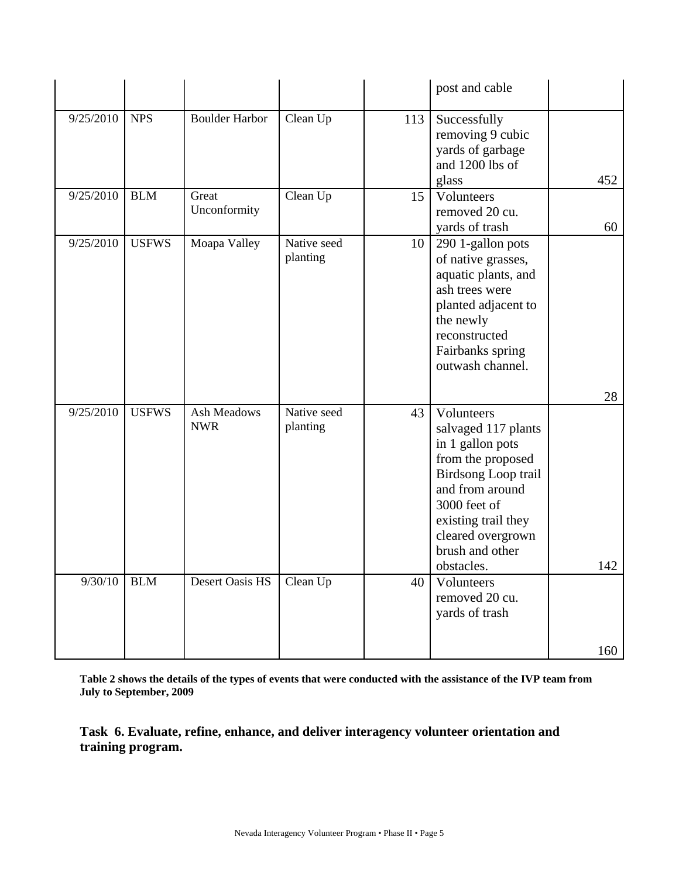| | | | | | post and cable | |
|---|---|---|---|---|---|---|
| 9/25/2010 | NPS | Boulder Harbor | Clean Up | 113 | Successfully removing 9 cubic yards of garbage and 1200 lbs of glass | 452 |
| 9/25/2010 | BLM | Great Unconformity | Clean Up | 15 | Volunteers removed 20 cu. yards of trash | 60 |
| 9/25/2010 | USFWS | Moapa Valley | Native seed planting | 10 | 290 1-gallon pots of native grasses, aquatic plants, and ash trees were planted adjacent to the newly reconstructed Fairbanks spring outwash channel. | 28 |
| 9/25/2010 | USFWS | Ash Meadows NWR | Native seed planting | 43 | Volunteers salvaged 117 plants in 1 gallon pots from the proposed Birdsong Loop trail and from around 3000 feet of existing trail they cleared overgrown brush and other obstacles. | 142 |
| 9/30/10 | BLM | Desert Oasis HS | Clean Up | 40 | Volunteers removed 20 cu. yards of trash | 160 |

**Table 2 shows the details of the types of events that were conducted with the assistance of the IVP team from July to September, 2009**

## Task 6. Evaluate, refine, enhance, and deliver interagency volunteer orientation and training program.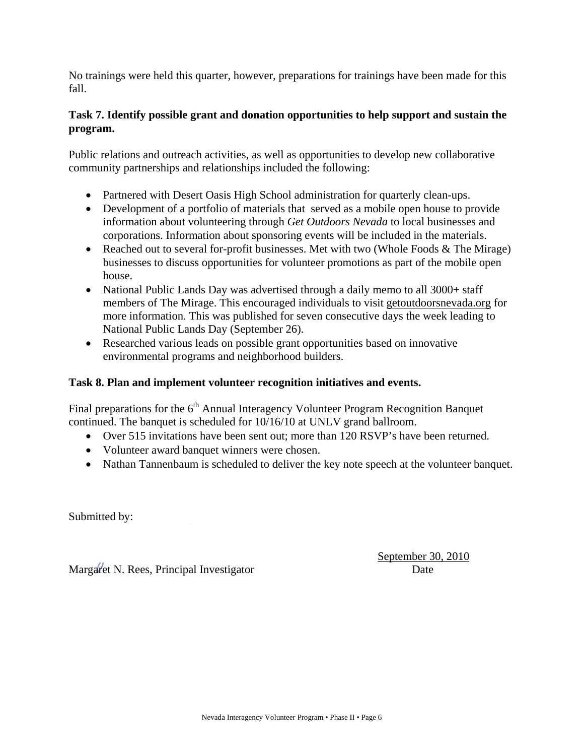No trainings were held this quarter, however, preparations for trainings have been made for this fall.

**Task 7. Identify possible grant and donation opportunities to help support and sustain the program.**

Public relations and outreach activities, as well as opportunities to develop new collaborative community partnerships and relationships included the following:

- Partnered with Desert Oasis High School administration for quarterly clean-ups.
- Development of a portfolio of materials that served as a mobile open house to provide information about volunteering through *Get Outdoors Nevada* to local businesses and corporations. Information about sponsoring events will be included in the materials.
- Reached out to several for-profit businesses. Met with two (Whole Foods & The Mirage) businesses to discuss opportunities for volunteer promotions as part of the mobile open house.
- National Public Lands Day was advertised through a daily memo to all 3000+ staff members of The Mirage. This encouraged individuals to visit getoutdoorsnevada.org for more information. This was published for seven consecutive days the week leading to National Public Lands Day (September 26).
- Researched various leads on possible grant opportunities based on innovative environmental programs and neighborhood builders.

**Task 8. Plan and implement volunteer recognition initiatives and events.**

Final preparations for the 6th Annual Interagency Volunteer Program Recognition Banquet continued. The banquet is scheduled for 10/16/10 at UNLV grand ballroom.

- Over 515 invitations have been sent out; more than 120 RSVP's have been returned.
- Volunteer award banquet winners were chosen.
- Nathan Tannenbaum is scheduled to deliver the key note speech at the volunteer banquet.

Submitted by:

Margaret N. Rees, Principal Investigator — September 30, 2010 (Date)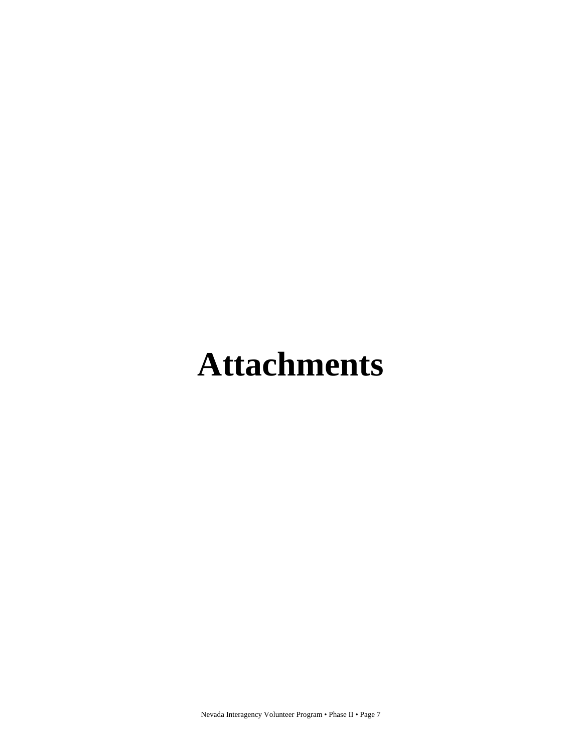# Attachments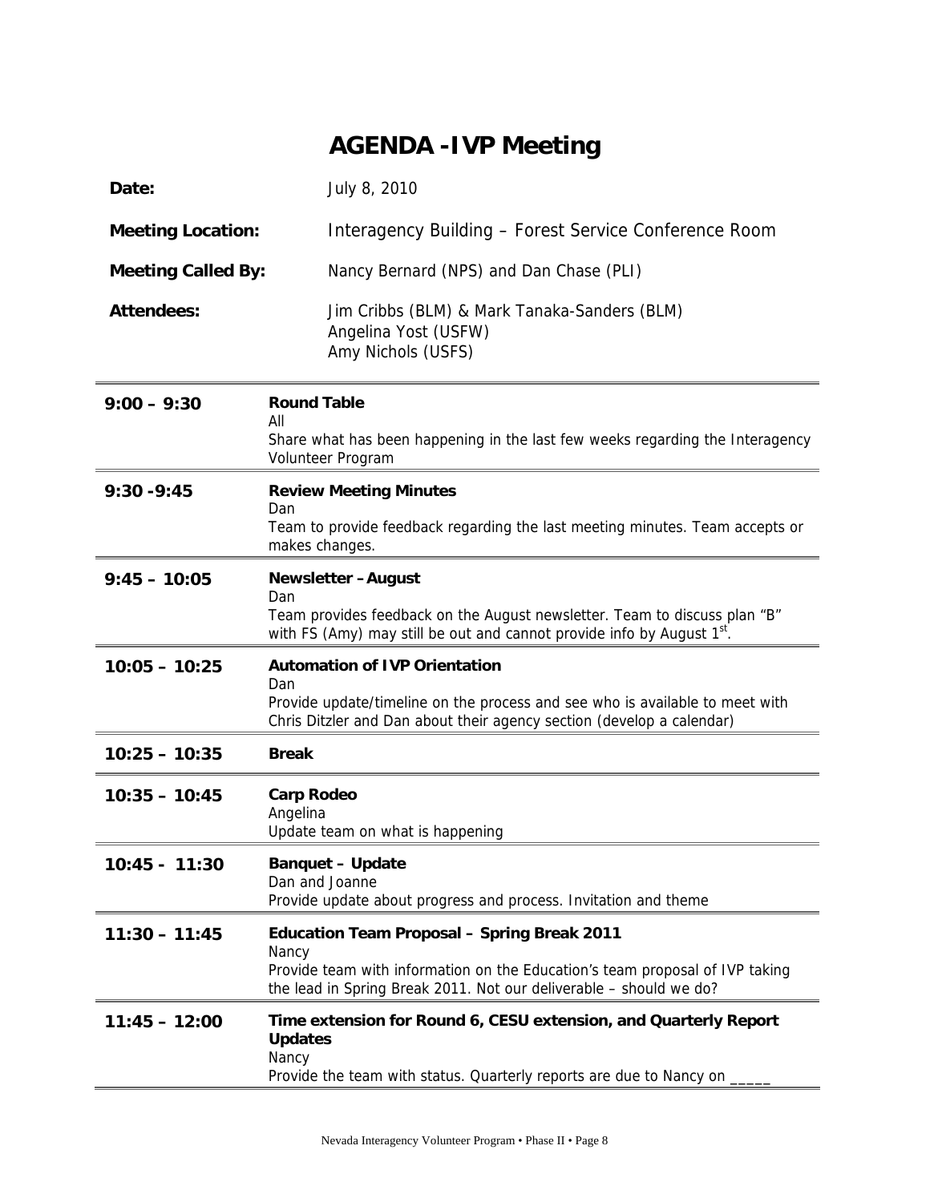# AGENDA -IVP Meeting

| | |
|---|---|
| **Date:** | July 8, 2010 |
| **Meeting Location:** | Interagency Building – Forest Service Conference Room |
| **Meeting Called By:** | Nancy Bernard (NPS) and Dan Chase (PLI) |
| **Attendees:** | Jim Cribbs (BLM) & Mark Tanaka-Sanders (BLM)<br>Angelina Yost (USFW)<br>Amy Nichols (USFS) |

| | |
|---|---|
| **9:00 – 9:30** | **Round Table**<br>All<br>Share what has been happening in the last few weeks regarding the Interagency Volunteer Program |
| **9:30 -9:45** | **Review Meeting Minutes**<br>Dan<br>Team to provide feedback regarding the last meeting minutes. Team accepts or makes changes. |
| **9:45 – 10:05** | **Newsletter – August**<br>Dan<br>Team provides feedback on the August newsletter. Team to discuss plan "B" with FS (Amy) may still be out and cannot provide info by August 1st. |
| **10:05 – 10:25** | **Automation of IVP Orientation**<br>Dan<br>Provide update/timeline on the process and see who is available to meet with Chris Ditzler and Dan about their agency section (develop a calendar) |
| **10:25 – 10:35** | **Break** |
| **10:35 – 10:45** | **Carp Rodeo**<br>Angelina<br>Update team on what is happening |
| **10:45 - 11:30** | **Banquet – Update**<br>Dan and Joanne<br>Provide update about progress and process. Invitation and theme |
| **11:30 – 11:45** | **Education Team Proposal – Spring Break 2011**<br>Nancy<br>Provide team with information on the Education's team proposal of IVP taking the lead in Spring Break 2011. Not our deliverable – should we do? |
| **11:45 – 12:00** | **Time extension for Round 6, CESU extension, and Quarterly Report Updates**<br>Nancy<br>Provide the team with status. Quarterly reports are due to Nancy on _____ |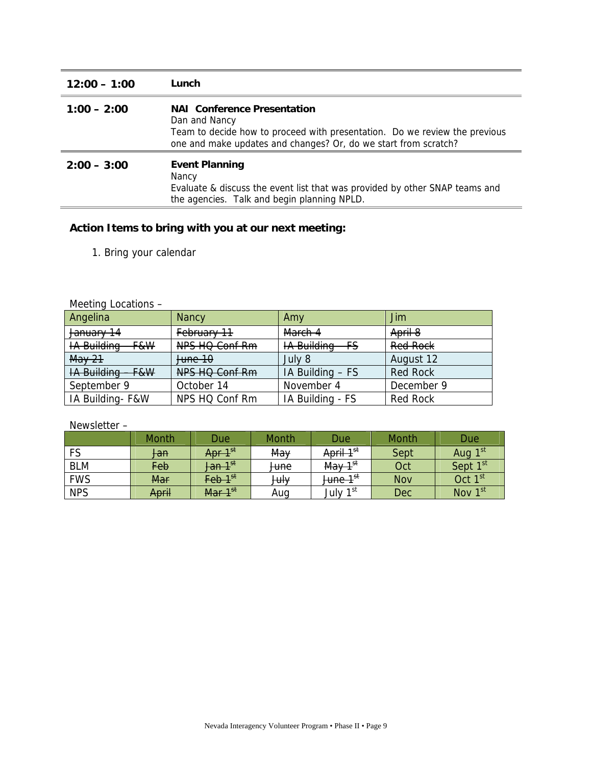| | |
|---|---|
| **12:00 – 1:00** | **Lunch** |
| **1:00 – 2:00** | **NAI Conference Presentation**<br>Dan and Nancy<br>Team to decide how to proceed with presentation. Do we review the previous one and make updates and changes? Or, do we start from scratch? |
| **2:00 – 3:00** | **Event Planning**<br>Nancy<br>Evaluate & discuss the event list that was provided by other SNAP teams and the agencies. Talk and begin planning NPLD. |

**Action Items to bring with you at our next meeting:**

1. Bring your calendar

Meeting Locations –

| Angelina | Nancy | Amy | Jim |
|---|---|---|---|
| ~~January 14~~ | ~~February 11~~ | ~~March 4~~ | ~~April 8~~ |
| ~~IA Building – F&W~~ | ~~NPS HQ Conf Rm~~ | ~~IA Building – FS~~ | ~~Red Rock~~ |
| ~~May 21~~ | ~~June 10~~ | July 8 | August 12 |
| ~~IA Building – F&W~~ | ~~NPS HQ Conf Rm~~ | IA Building – FS | Red Rock |
| September 9 | October 14 | November 4 | December 9 |
| IA Building- F&W | NPS HQ Conf Rm | IA Building - FS | Red Rock |

Newsletter –

| | Month | Due | Month | Due | Month | Due |
|---|---|---|---|---|---|---|
| FS | ~~Jan~~ | ~~Apr 1st~~ | ~~May~~ | ~~April 1st~~ | Sept | Aug 1st |
| BLM | ~~Feb~~ | ~~Jan 1st~~ | ~~June~~ | ~~May 1st~~ | Oct | Sept 1st |
| FWS | ~~Mar~~ | ~~Feb 1st~~ | ~~July~~ | ~~June 1st~~ | Nov | Oct 1st |
| NPS | ~~April~~ | ~~Mar 1st~~ | Aug | July 1st | Dec | Nov 1st |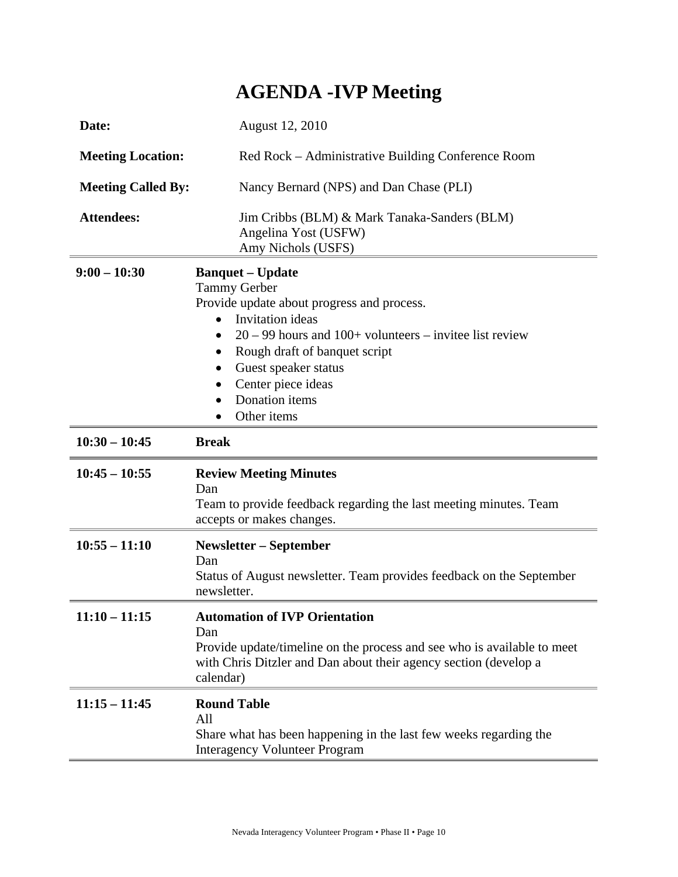# AGENDA -IVP Meeting

| | |
|---|---|
| **Date:** | August 12, 2010 |
| **Meeting Location:** | Red Rock – Administrative Building Conference Room |
| **Meeting Called By:** | Nancy Bernard (NPS) and Dan Chase (PLI) |
| **Attendees:** | Jim Cribbs (BLM) & Mark Tanaka-Sanders (BLM)<br>Angelina Yost (USFW)<br>Amy Nichols (USFS) |

| | |
|---|---|
| **9:00 – 10:30** | **Banquet – Update**<br>Tammy Gerber<br>Provide update about progress and process.<br>• Invitation ideas<br>• 20 – 99 hours and 100+ volunteers – invitee list review<br>• Rough draft of banquet script<br>• Guest speaker status<br>• Center piece ideas<br>• Donation items<br>• Other items |
| **10:30 – 10:45** | **Break** |
| **10:45 – 10:55** | **Review Meeting Minutes**<br>Dan<br>Team to provide feedback regarding the last meeting minutes. Team accepts or makes changes. |
| **10:55 – 11:10** | **Newsletter – September**<br>Dan<br>Status of August newsletter. Team provides feedback on the September newsletter. |
| **11:10 – 11:15** | **Automation of IVP Orientation**<br>Dan<br>Provide update/timeline on the process and see who is available to meet with Chris Ditzler and Dan about their agency section (develop a calendar) |
| **11:15 – 11:45** | **Round Table**<br>All<br>Share what has been happening in the last few weeks regarding the Interagency Volunteer Program |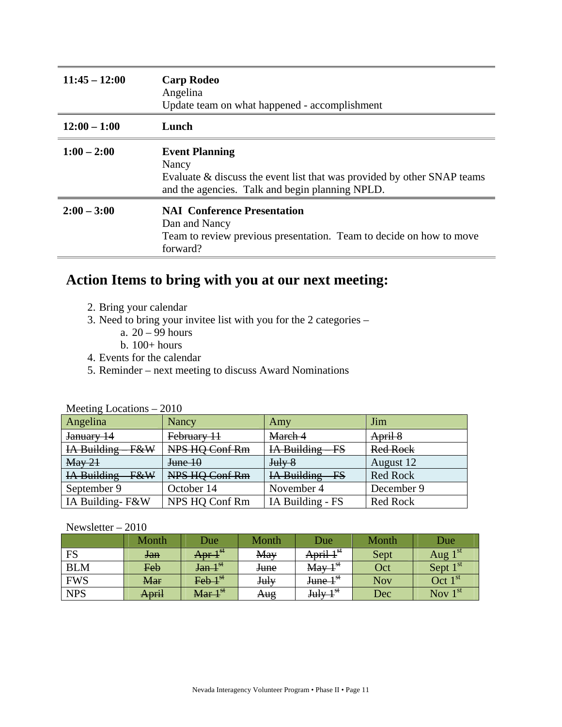| | |
|---|---|
| **11:45 – 12:00** | **Carp Rodeo**<br>Angelina<br>Update team on what happened - accomplishment |
| **12:00 – 1:00** | **Lunch** |
| **1:00 – 2:00** | **Event Planning**<br>Nancy<br>Evaluate & discuss the event list that was provided by other SNAP teams and the agencies. Talk and begin planning NPLD. |
| **2:00 – 3:00** | **NAI Conference Presentation**<br>Dan and Nancy<br>Team to review previous presentation. Team to decide on how to move forward? |

## Action Items to bring with you at our next meeting:

2. Bring your calendar
3. Need to bring your invitee list with you for the 2 categories –
   a. 20 – 99 hours
   b. 100+ hours
4. Events for the calendar
5. Reminder – next meeting to discuss Award Nominations

Meeting Locations – 2010

| Angelina | Nancy | Amy | Jim |
|---|---|---|---|
| ~~January 14~~ | ~~February 11~~ | ~~March 4~~ | ~~April 8~~ |
| ~~IA Building – F&W~~ | ~~NPS HQ Conf Rm~~ | ~~IA Building – FS~~ | ~~Red Rock~~ |
| ~~May 21~~ | ~~June 10~~ | ~~July 8~~ | August 12 |
| ~~IA Building – F&W~~ | ~~NPS HQ Conf Rm~~ | ~~IA Building – FS~~ | Red Rock |
| September 9 | October 14 | November 4 | December 9 |
| IA Building- F&W | NPS HQ Conf Rm | IA Building - FS | Red Rock |

Newsletter – 2010

| | Month | Due | Month | Due | Month | Due |
|---|---|---|---|---|---|---|
| FS | ~~Jan~~ | ~~Apr 1st~~ | ~~May~~ | ~~April 1st~~ | Sept | Aug 1st |
| BLM | ~~Feb~~ | ~~Jan 1st~~ | ~~June~~ | ~~May 1st~~ | Oct | Sept 1st |
| FWS | ~~Mar~~ | ~~Feb 1st~~ | ~~July~~ | ~~June 1st~~ | Nov | Oct 1st |
| NPS | ~~April~~ | ~~Mar 1st~~ | ~~Aug~~ | ~~July 1st~~ | Dec | Nov 1st |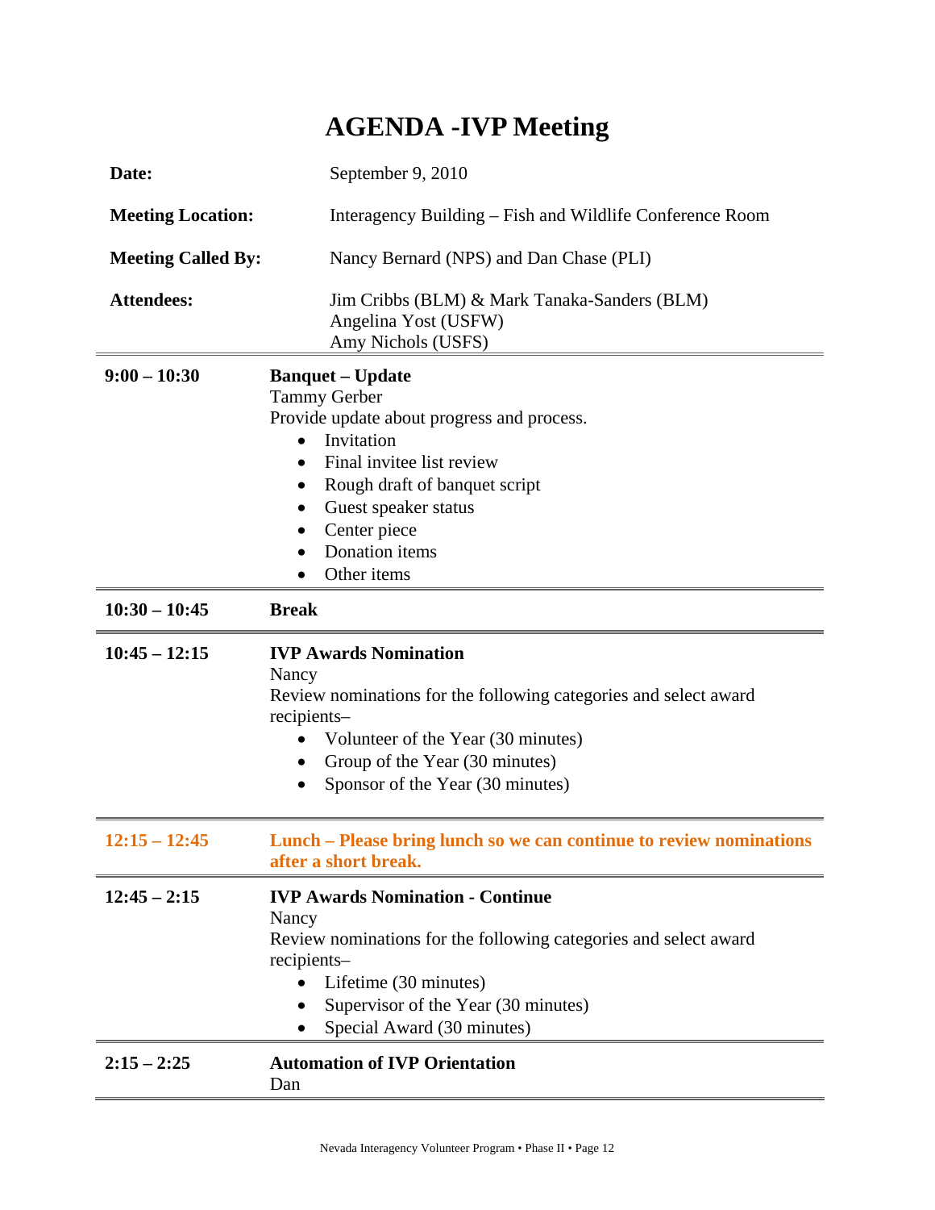# AGENDA -IVP Meeting

| | |
|---|---|
| **Date:** | September 9, 2010 |
| **Meeting Location:** | Interagency Building – Fish and Wildlife Conference Room |
| **Meeting Called By:** | Nancy Bernard (NPS) and Dan Chase (PLI) |
| **Attendees:** | Jim Cribbs (BLM) & Mark Tanaka-Sanders (BLM)<br>Angelina Yost (USFW)<br>Amy Nichols (USFS) |

| | |
|---|---|
| **9:00 – 10:30** | **Banquet – Update**<br>Tammy Gerber<br>Provide update about progress and process.<br>• Invitation<br>• Final invitee list review<br>• Rough draft of banquet script<br>• Guest speaker status<br>• Center piece<br>• Donation items<br>• Other items |
| **10:30 – 10:45** | **Break** |
| **10:45 – 12:15** | **IVP Awards Nomination**<br>Nancy<br>Review nominations for the following categories and select award recipients–<br>• Volunteer of the Year (30 minutes)<br>• Group of the Year (30 minutes)<br>• Sponsor of the Year (30 minutes) |
| **12:15 – 12:45** | **Lunch – Please bring lunch so we can continue to review nominations after a short break.** |
| **12:45 – 2:15** | **IVP Awards Nomination - Continue**<br>Nancy<br>Review nominations for the following categories and select award recipients–<br>• Lifetime (30 minutes)<br>• Supervisor of the Year (30 minutes)<br>• Special Award (30 minutes) |
| **2:15 – 2:25** | **Automation of IVP Orientation**<br>Dan |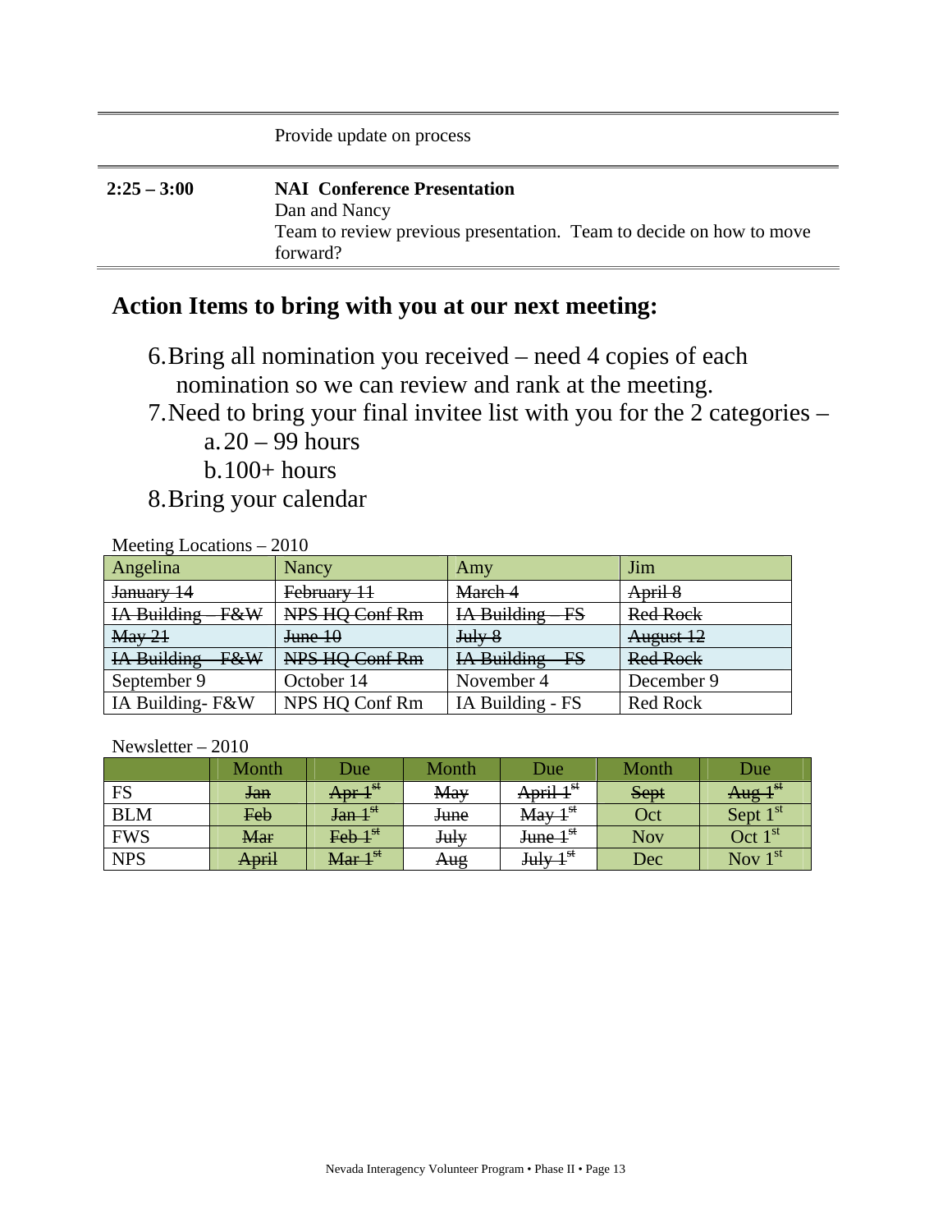| | |
|---|---|
| | Provide update on process |
| **2:25 – 3:00** | **NAI Conference Presentation**<br>Dan and Nancy<br>Team to review previous presentation. Team to decide on how to move forward? |

## Action Items to bring with you at our next meeting:

6. Bring all nomination you received – need 4 copies of each nomination so we can review and rank at the meeting.
7. Need to bring your final invitee list with you for the 2 categories –
    a. 20 – 99 hours
    b. 100+ hours
8. Bring your calendar

Meeting Locations – 2010

| Angelina | Nancy | Amy | Jim |
|---|---|---|---|
| ~~January 14~~ | ~~February 11~~ | ~~March 4~~ | ~~April 8~~ |
| ~~IA Building – F&W~~ | ~~NPS HQ Conf Rm~~ | ~~IA Building – FS~~ | ~~Red Rock~~ |
| ~~May 21~~ | ~~June 10~~ | ~~July 8~~ | ~~August 12~~ |
| ~~IA Building – F&W~~ | ~~NPS HQ Conf Rm~~ | ~~IA Building – FS~~ | ~~Red Rock~~ |
| September 9 | October 14 | November 4 | December 9 |
| IA Building- F&W | NPS HQ Conf Rm | IA Building - FS | Red Rock |

Newsletter – 2010

| | Month | Due | Month | Due | Month | Due |
|---|---|---|---|---|---|---|
| FS | ~~Jan~~ | ~~Apr 1st~~ | ~~May~~ | ~~April 1st~~ | ~~Sept~~ | ~~Aug 1st~~ |
| BLM | ~~Feb~~ | ~~Jan 1st~~ | ~~June~~ | ~~May 1st~~ | Oct | Sept 1st |
| FWS | ~~Mar~~ | ~~Feb 1st~~ | ~~July~~ | ~~June 1st~~ | Nov | Oct 1st |
| NPS | ~~April~~ | ~~Mar 1st~~ | ~~Aug~~ | ~~July 1st~~ | Dec | Nov 1st |